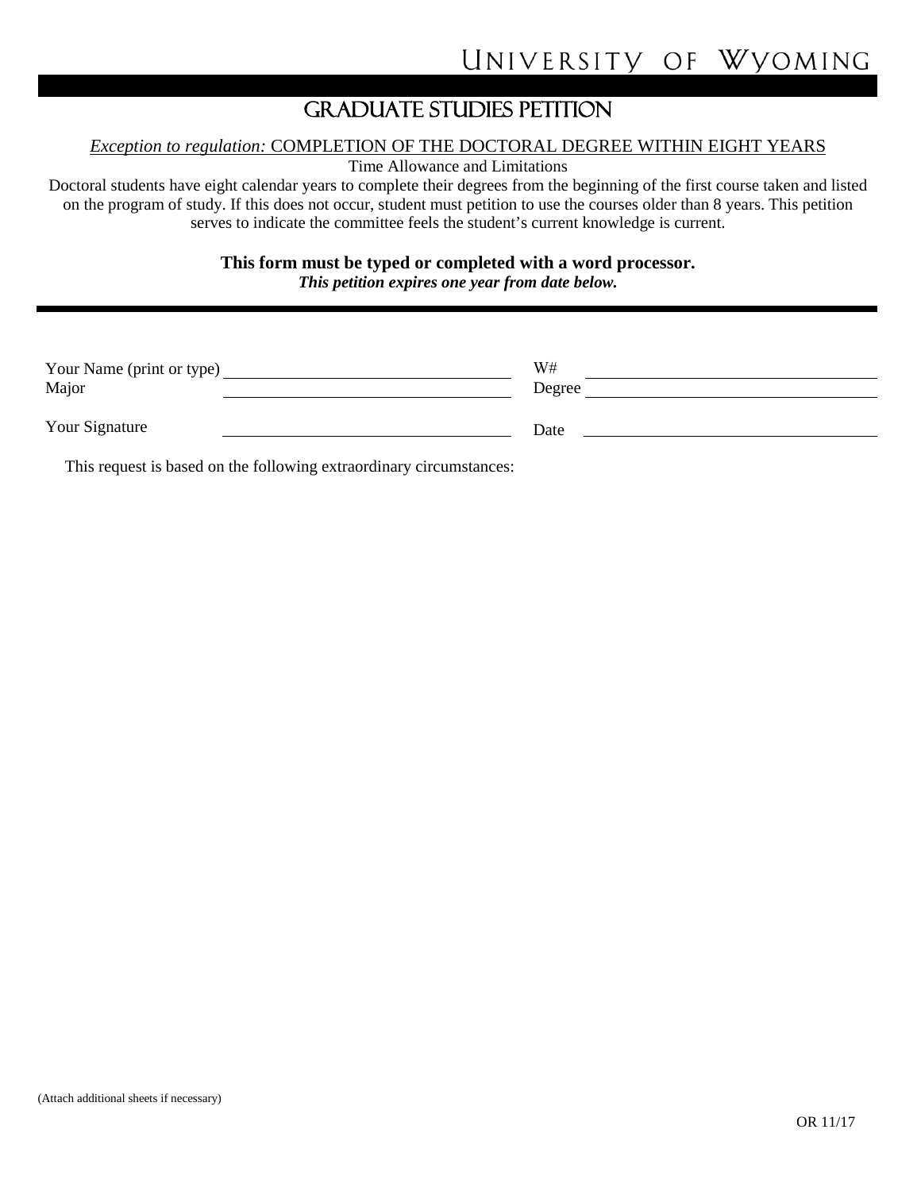# UNIVERSITY OF WYOMING

## GRADUATE STUDIES PETITION

*Exception to regulation:* COMPLETION OF THE DOCTORAL DEGREE WITHIN EIGHT YEARS

Time Allowance and Limitations

Doctoral students have eight calendar years to complete their degrees from the beginning of the first course taken and listed on the program of study. If this does not occur, student must petition to use the courses older than 8 years. This petition serves to indicate the committee feels the student's current knowledge is current.

**This form must be typed or completed with a word processor.**

***This petition expires one year from date below.***

---

Your Name (print or type) \_\_\_\_\_\_\_\_\_\_\_\_\_\_\_\_\_\_\_\_ W# \_\_\_\_\_\_\_\_\_\_\_\_\_\_\_\_\_\_\_\_

Major \_\_\_\_\_\_\_\_\_\_\_\_\_\_\_\_\_\_\_\_ Degree \_\_\_\_\_\_\_\_\_\_\_\_\_\_\_\_\_\_\_\_

Your Signature \_\_\_\_\_\_\_\_\_\_\_\_\_\_\_\_\_\_\_\_ Date \_\_\_\_\_\_\_\_\_\_\_\_\_\_\_\_\_\_\_\_

This request is based on the following extraordinary circumstances:

(Attach additional sheets if necessary)

OR 11/17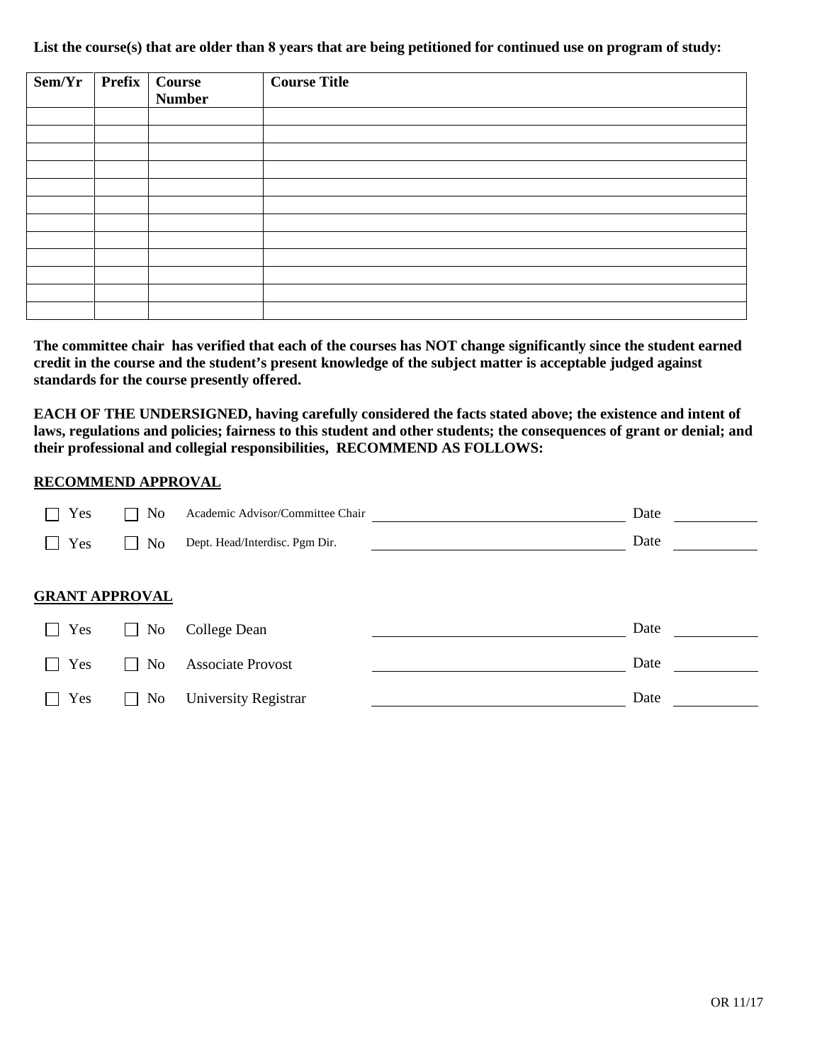**List the course(s) that are older than 8 years that are being petitioned for continued use on program of study:**

| Sem/Yr | Prefix | Course Number | Course Title |
|---|---|---|---|
| | | | |
| | | | |
| | | | |
| | | | |
| | | | |
| | | | |
| | | | |
| | | | |
| | | | |
| | | | |
| | | | |
| | | | |

**The committee chair has verified that each of the courses has NOT change significantly since the student earned credit in the course and the student's present knowledge of the subject matter is acceptable judged against standards for the course presently offered.**

**EACH OF THE UNDERSIGNED, having carefully considered the facts stated above; the existence and intent of laws, regulations and policies; fairness to this student and other students; the consequences of grant or denial; and their professional and collegial responsibilities, RECOMMEND AS FOLLOWS:**

**RECOMMEND APPROVAL**

☐ Yes ☐ No Academic Advisor/Committee Chair ______________________ Date __________

☐ Yes ☐ No Dept. Head/Interdisc. Pgm Dir. ______________________ Date __________

**GRANT APPROVAL**

☐ Yes ☐ No College Dean ______________________ Date __________

☐ Yes ☐ No Associate Provost ______________________ Date __________

☐ Yes ☐ No University Registrar ______________________ Date __________

OR 11/17